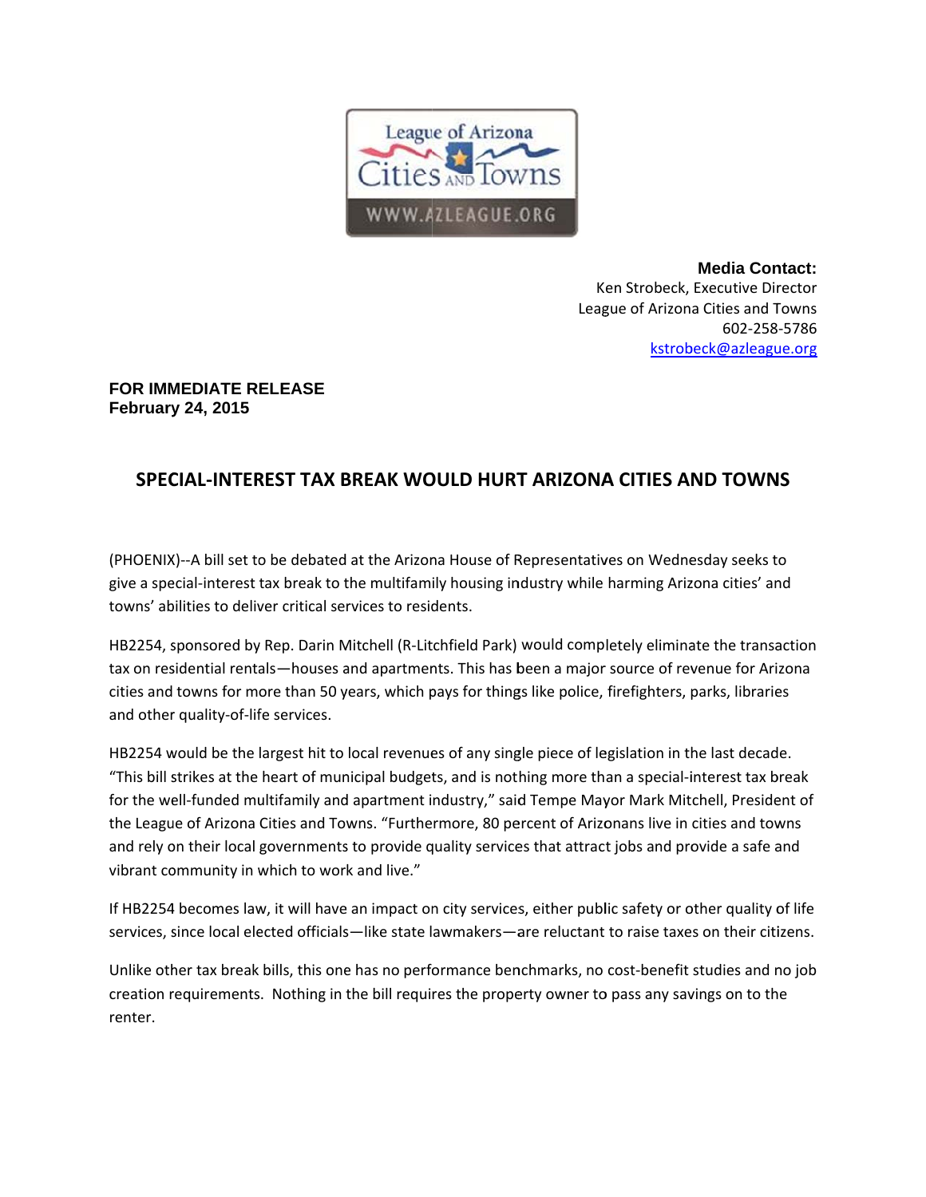League of Arizona Cities and Towns
WWW.AZLEAGUE.ORG

**Media Contact:**
Ken Strobeck, Executive Director
League of Arizona Cities and Towns
602-258-5786
kstrobeck@azleague.org

**FOR IMMEDIATE RELEASE**
**February 24, 2015**

# SPECIAL-INTEREST TAX BREAK WOULD HURT ARIZONA CITIES AND TOWNS

(PHOENIX)--A bill set to be debated at the Arizona House of Representatives on Wednesday seeks to give a special-interest tax break to the multifamily housing industry while harming Arizona cities' and towns' abilities to deliver critical services to residents.

HB2254, sponsored by Rep. Darin Mitchell (R-Litchfield Park) would completely eliminate the transaction tax on residential rentals—houses and apartments. This has been a major source of revenue for Arizona cities and towns for more than 50 years, which pays for things like police, firefighters, parks, libraries and other quality-of-life services.

HB2254 would be the largest hit to local revenues of any single piece of legislation in the last decade. "This bill strikes at the heart of municipal budgets, and is nothing more than a special-interest tax break for the well-funded multifamily and apartment industry," said Tempe Mayor Mark Mitchell, President of the League of Arizona Cities and Towns. "Furthermore, 80 percent of Arizonans live in cities and towns and rely on their local governments to provide quality services that attract jobs and provide a safe and vibrant community in which to work and live."

If HB2254 becomes law, it will have an impact on city services, either public safety or other quality of life services, since local elected officials—like state lawmakers—are reluctant to raise taxes on their citizens.

Unlike other tax break bills, this one has no performance benchmarks, no cost-benefit studies and no job creation requirements. Nothing in the bill requires the property owner to pass any savings on to the renter.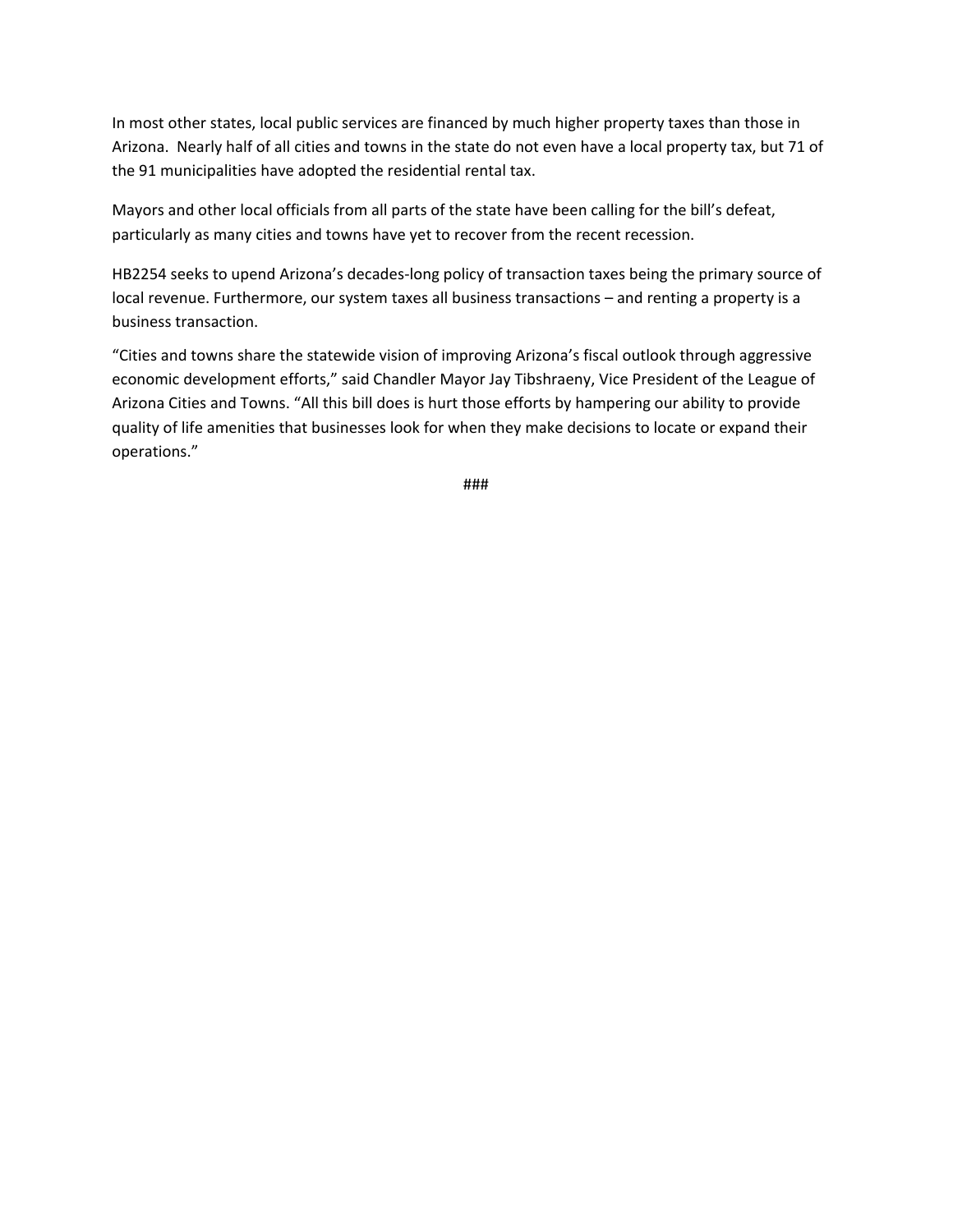In most other states, local public services are financed by much higher property taxes than those in Arizona. Nearly half of all cities and towns in the state do not even have a local property tax, but 71 of the 91 municipalities have adopted the residential rental tax.

Mayors and other local officials from all parts of the state have been calling for the bill's defeat, particularly as many cities and towns have yet to recover from the recent recession.

HB2254 seeks to upend Arizona's decades-long policy of transaction taxes being the primary source of local revenue. Furthermore, our system taxes all business transactions – and renting a property is a business transaction.

"Cities and towns share the statewide vision of improving Arizona's fiscal outlook through aggressive economic development efforts," said Chandler Mayor Jay Tibshraeny, Vice President of the League of Arizona Cities and Towns. "All this bill does is hurt those efforts by hampering our ability to provide quality of life amenities that businesses look for when they make decisions to locate or expand their operations."

###